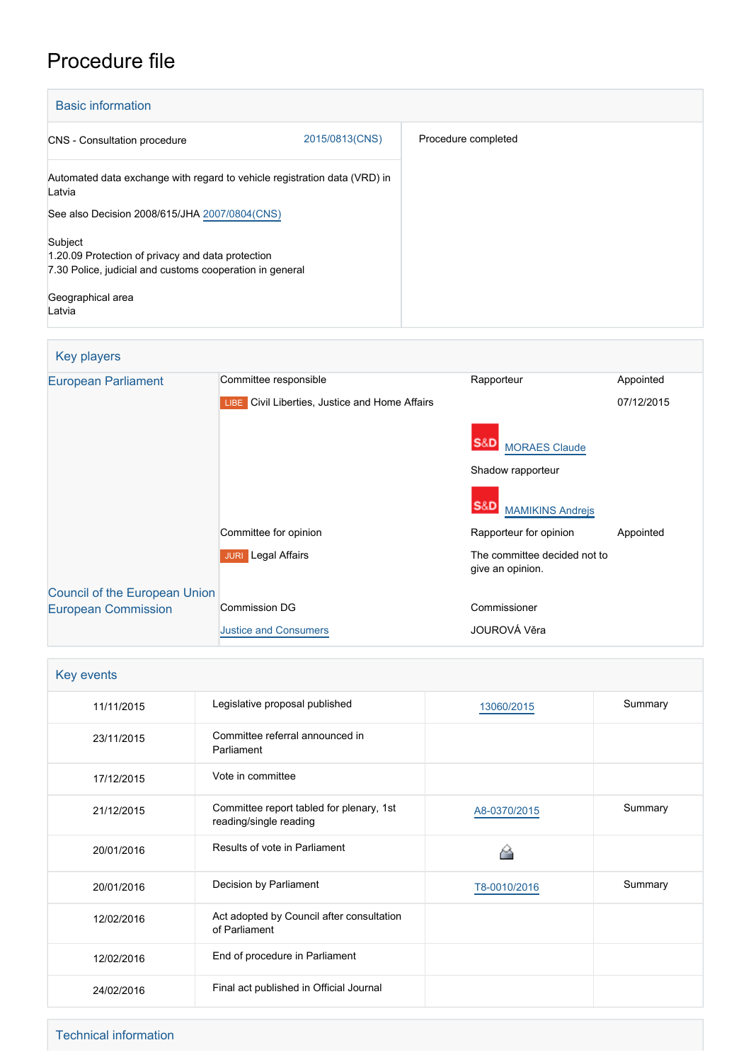# Procedure file

## Basic information

| | | |
|---|---|---|
| CNS - Consultation procedure | 2015/0813(CNS) | Procedure completed |
| Automated data exchange with regard to vehicle registration data (VRD) in Latvia<br><br>See also Decision 2008/615/JHA 2007/0804(CNS)<br><br>Subject<br>1.20.09 Protection of privacy and data protection<br>7.30 Police, judicial and customs cooperation in general<br><br>Geographical area<br>Latvia | | |

## Key players

| | | | |
|---|---|---|---|
| European Parliament | Committee responsible | Rapporteur | Appointed |
| | LIBE Civil Liberties, Justice and Home Affairs | | 07/12/2015 |
| | | S&D MORAES Claude | |
| | | Shadow rapporteur | |
| | | S&D MAMIKINS Andrejs | |
| | Committee for opinion | Rapporteur for opinion | Appointed |
| | JURI Legal Affairs | The committee decided not to give an opinion. | |
| Council of the European Union | | | |
| European Commission | Commission DG | Commissioner | |
| | Justice and Consumers | JOUROVÁ Věra | |

## Key events

| | | | |
|---|---|---|---|
| 11/11/2015 | Legislative proposal published | 13060/2015 | Summary |
| 23/11/2015 | Committee referral announced in Parliament | | |
| 17/12/2015 | Vote in committee | | |
| 21/12/2015 | Committee report tabled for plenary, 1st reading/single reading | A8-0370/2015 | Summary |
| 20/01/2016 | Results of vote in Parliament | | |
| 20/01/2016 | Decision by Parliament | T8-0010/2016 | Summary |
| 12/02/2016 | Act adopted by Council after consultation of Parliament | | |
| 12/02/2016 | End of procedure in Parliament | | |
| 24/02/2016 | Final act published in Official Journal | | |

## Technical information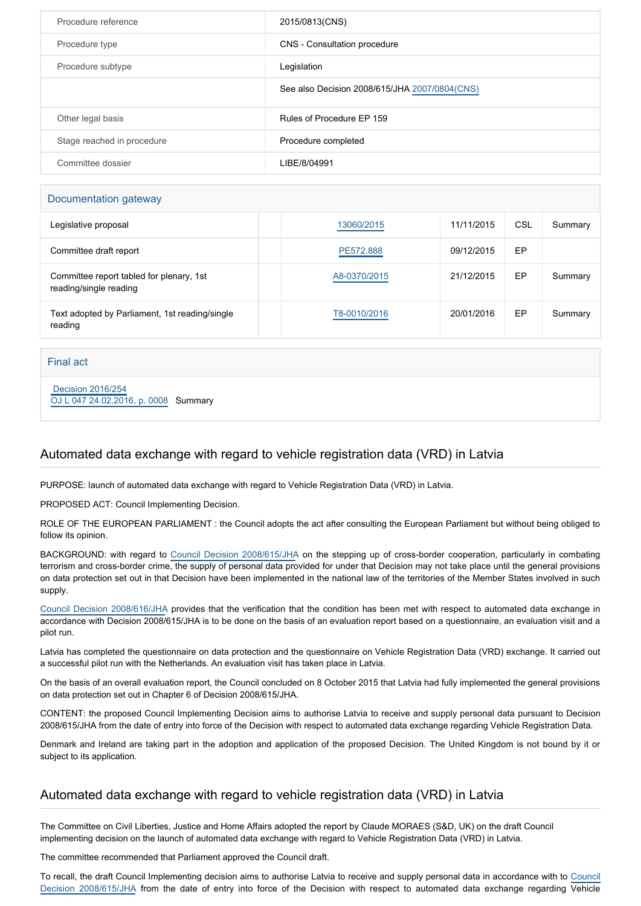| | |
|---|---|
| Procedure reference | 2015/0813(CNS) |
| Procedure type | CNS - Consultation procedure |
| Procedure subtype | Legislation |
| | See also Decision 2008/615/JHA 2007/0804(CNS) |
| Other legal basis | Rules of Procedure EP 159 |
| Stage reached in procedure | Procedure completed |
| Committee dossier | LIBE/8/04991 |

## Documentation gateway

| | | | | | |
|---|---|---|---|---|---|
| Legislative proposal | | 13060/2015 | 11/11/2015 | CSL | Summary |
| Committee draft report | | PE572.888 | 09/12/2015 | EP | |
| Committee report tabled for plenary, 1st reading/single reading | | A8-0370/2015 | 21/12/2015 | EP | Summary |
| Text adopted by Parliament, 1st reading/single reading | | T8-0010/2016 | 20/01/2016 | EP | Summary |

## Final act

Decision 2016/254
OJ L 047 24.02.2016, p. 0008 Summary

## Automated data exchange with regard to vehicle registration data (VRD) in Latvia

PURPOSE: launch of automated data exchange with regard to Vehicle Registration Data (VRD) in Latvia.

PROPOSED ACT: Council Implementing Decision.

ROLE OF THE EUROPEAN PARLIAMENT : the Council adopts the act after consulting the European Parliament but without being obliged to follow its opinion.

BACKGROUND: with regard to Council Decision 2008/615/JHA on the stepping up of cross-border cooperation, particularly in combating terrorism and cross-border crime, the supply of personal data provided for under that Decision may not take place until the general provisions on data protection set out in that Decision have been implemented in the national law of the territories of the Member States involved in such supply.

Council Decision 2008/616/JHA provides that the verification that the condition has been met with respect to automated data exchange in accordance with Decision 2008/615/JHA is to be done on the basis of an evaluation report based on a questionnaire, an evaluation visit and a pilot run.

Latvia has completed the questionnaire on data protection and the questionnaire on Vehicle Registration Data (VRD) exchange. It carried out a successful pilot run with the Netherlands. An evaluation visit has taken place in Latvia.

On the basis of an overall evaluation report, the Council concluded on 8 October 2015 that Latvia had fully implemented the general provisions on data protection set out in Chapter 6 of Decision 2008/615/JHA.

CONTENT: the proposed Council Implementing Decision aims to authorise Latvia to receive and supply personal data pursuant to Decision 2008/615/JHA from the date of entry into force of the Decision with respect to automated data exchange regarding Vehicle Registration Data.

Denmark and Ireland are taking part in the adoption and application of the proposed Decision. The United Kingdom is not bound by it or subject to its application.

## Automated data exchange with regard to vehicle registration data (VRD) in Latvia

The Committee on Civil Liberties, Justice and Home Affairs adopted the report by Claude MORAES (S&D, UK) on the draft Council implementing decision on the launch of automated data exchange with regard to Vehicle Registration Data (VRD) in Latvia.

The committee recommended that Parliament approved the Council draft.

To recall, the draft Council Implementing decision aims to authorise Latvia to receive and supply personal data in accordance with to Council Decision 2008/615/JHA from the date of entry into force of the Decision with respect to automated data exchange regarding Vehicle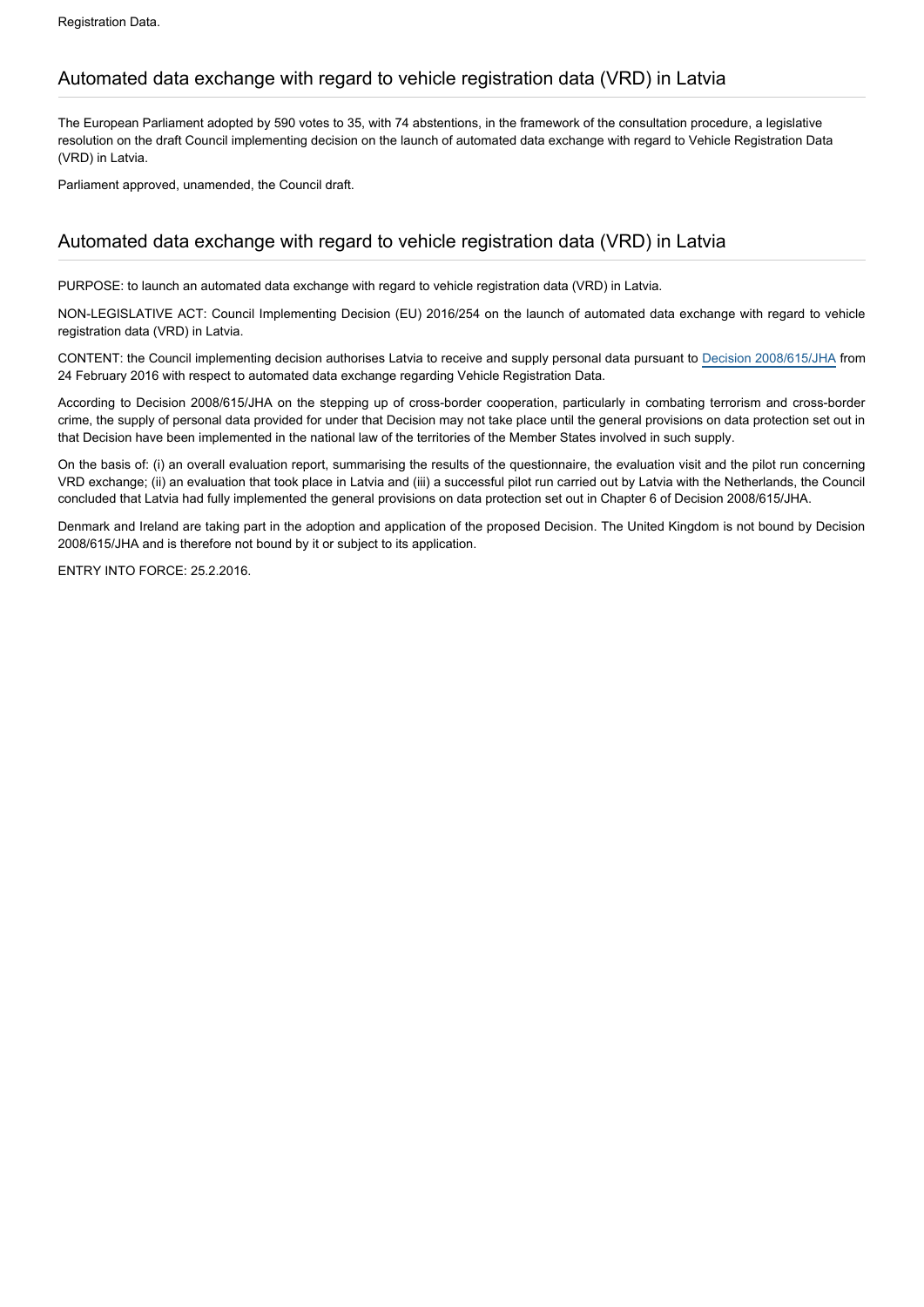Registration Data.

## Automated data exchange with regard to vehicle registration data (VRD) in Latvia

The European Parliament adopted by 590 votes to 35, with 74 abstentions, in the framework of the consultation procedure, a legislative resolution on the draft Council implementing decision on the launch of automated data exchange with regard to Vehicle Registration Data (VRD) in Latvia.

Parliament approved, unamended, the Council draft.

## Automated data exchange with regard to vehicle registration data (VRD) in Latvia

PURPOSE: to launch an automated data exchange with regard to vehicle registration data (VRD) in Latvia.

NON-LEGISLATIVE ACT: Council Implementing Decision (EU) 2016/254 on the launch of automated data exchange with regard to vehicle registration data (VRD) in Latvia.

CONTENT: the Council implementing decision authorises Latvia to receive and supply personal data pursuant to Decision 2008/615/JHA from 24 February 2016 with respect to automated data exchange regarding Vehicle Registration Data.

According to Decision 2008/615/JHA on the stepping up of cross-border cooperation, particularly in combating terrorism and cross-border crime, the supply of personal data provided for under that Decision may not take place until the general provisions on data protection set out in that Decision have been implemented in the national law of the territories of the Member States involved in such supply.

On the basis of: (i) an overall evaluation report, summarising the results of the questionnaire, the evaluation visit and the pilot run concerning VRD exchange; (ii) an evaluation that took place in Latvia and (iii) a successful pilot run carried out by Latvia with the Netherlands, the Council concluded that Latvia had fully implemented the general provisions on data protection set out in Chapter 6 of Decision 2008/615/JHA.

Denmark and Ireland are taking part in the adoption and application of the proposed Decision. The United Kingdom is not bound by Decision 2008/615/JHA and is therefore not bound by it or subject to its application.

ENTRY INTO FORCE: 25.2.2016.